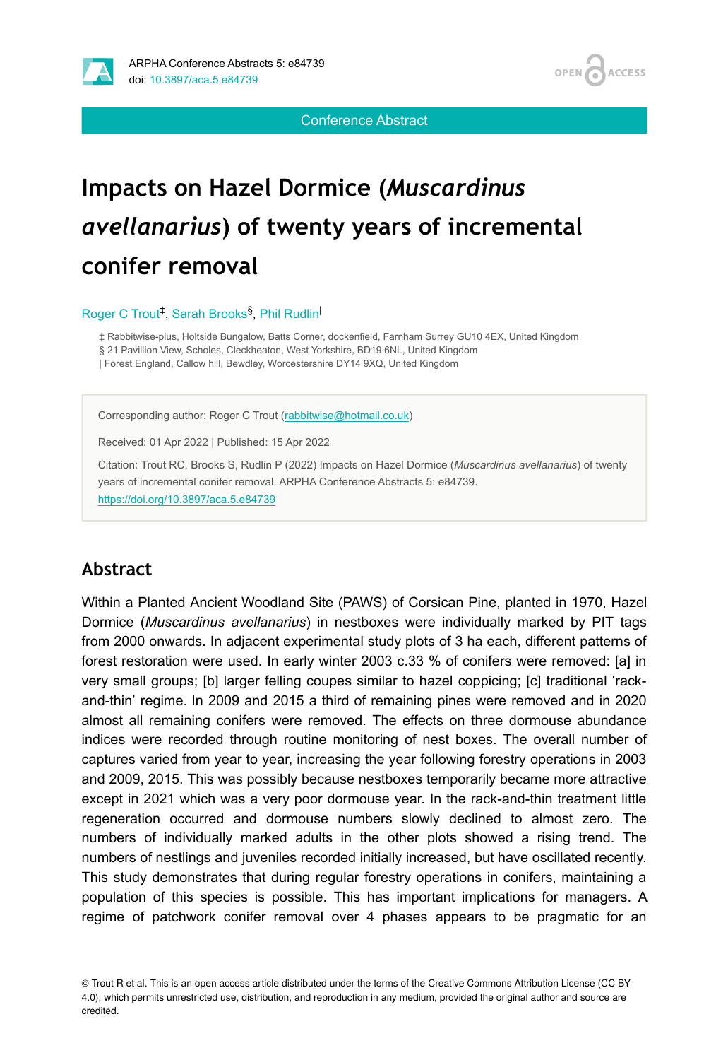Conference Abstract

# Impacts on Hazel Dormice (*Muscardinus avellanarius*) of twenty years of incremental conifer removal

Roger C Trout[‡], Sarah Brooks[§], Phil Rudlin[|]

‡ Rabbitwise-plus, Holtside Bungalow, Batts Corner, dockenfield, Farnham Surrey GU10 4EX, United Kingdom
§ 21 Pavillion View, Scholes, Cleckheaton, West Yorkshire, BD19 6NL, United Kingdom
| Forest England, Callow hill, Bewdley, Worcestershire DY14 9XQ, United Kingdom

Corresponding author: Roger C Trout (rabbitwise@hotmail.co.uk)

Received: 01 Apr 2022 | Published: 15 Apr 2022

Citation: Trout RC, Brooks S, Rudlin P (2022) Impacts on Hazel Dormice (*Muscardinus avellanarius*) of twenty years of incremental conifer removal. ARPHA Conference Abstracts 5: e84739. https://doi.org/10.3897/aca.5.e84739

## Abstract

Within a Planted Ancient Woodland Site (PAWS) of Corsican Pine, planted in 1970, Hazel Dormice (*Muscardinus avellanarius*) in nestboxes were individually marked by PIT tags from 2000 onwards. In adjacent experimental study plots of 3 ha each, different patterns of forest restoration were used. In early winter 2003 c.33 % of conifers were removed: [a] in very small groups; [b] larger felling coupes similar to hazel coppicing; [c] traditional 'rack-and-thin' regime. In 2009 and 2015 a third of remaining pines were removed and in 2020 almost all remaining conifers were removed. The effects on three dormouse abundance indices were recorded through routine monitoring of nest boxes. The overall number of captures varied from year to year, increasing the year following forestry operations in 2003 and 2009, 2015. This was possibly because nestboxes temporarily became more attractive except in 2021 which was a very poor dormouse year. In the rack-and-thin treatment little regeneration occurred and dormouse numbers slowly declined to almost zero. The numbers of individually marked adults in the other plots showed a rising trend. The numbers of nestlings and juveniles recorded initially increased, but have oscillated recently. This study demonstrates that during regular forestry operations in conifers, maintaining a population of this species is possible. This has important implications for managers. A regime of patchwork conifer removal over 4 phases appears to be pragmatic for an

© Trout R et al. This is an open access article distributed under the terms of the Creative Commons Attribution License (CC BY 4.0), which permits unrestricted use, distribution, and reproduction in any medium, provided the original author and source are credited.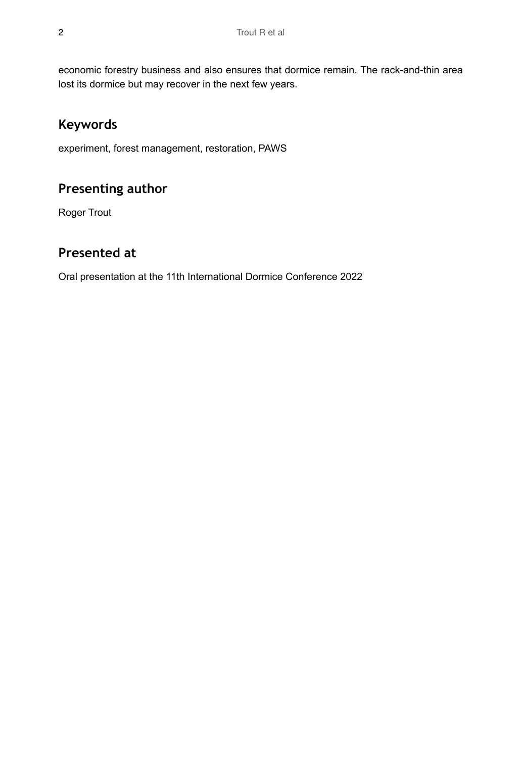economic forestry business and also ensures that dormice remain. The rack-and-thin area lost its dormice but may recover in the next few years.

## Keywords

experiment, forest management, restoration, PAWS

## Presenting author

Roger Trout

## Presented at

Oral presentation at the 11th International Dormice Conference 2022